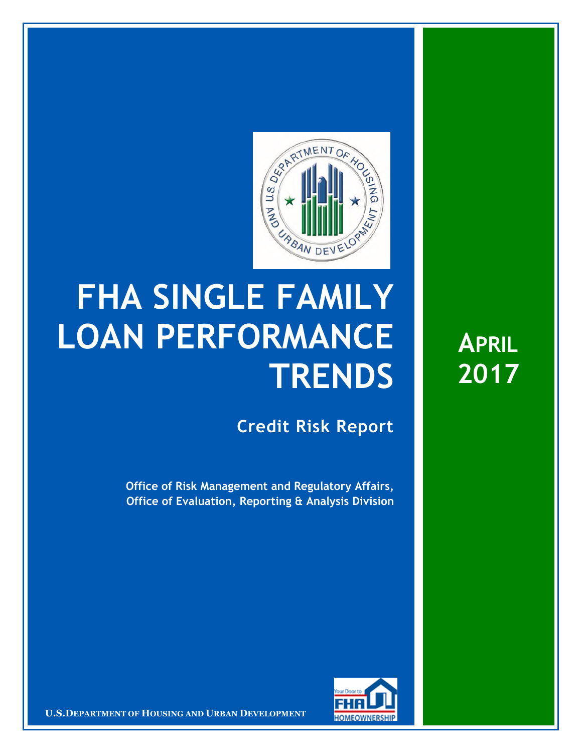# FHA SINGLE FAMILY LOAN PERFORMANCE TRENDS

## Credit Risk Report

**Office of Risk Management and Regulatory Affairs, Office of Evaluation, Reporting & Analysis Division**

## APRIL 2017

U.S. DEPARTMENT OF HOUSING AND URBAN DEVELOPMENT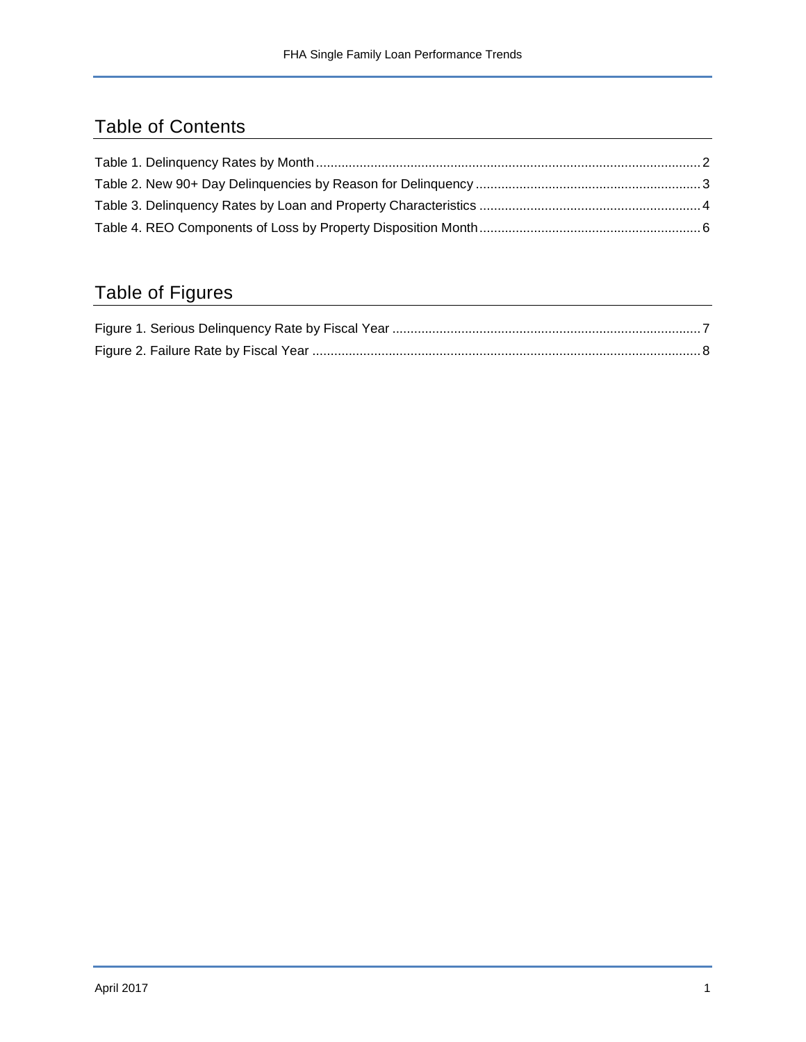## Table of Contents

Table 1. Delinquency Rates by Month ........................................................................................................ 2
Table 2. New 90+ Day Delinquencies by Reason for Delinquency ............................................................. 3
Table 3. Delinquency Rates by Loan and Property Characteristics ............................................................ 4
Table 4. REO Components of Loss by Property Disposition Month ............................................................ 6

## Table of Figures

Figure 1. Serious Delinquency Rate by Fiscal Year ..................................................................................... 7
Figure 2. Failure Rate by Fiscal Year ........................................................................................................... 8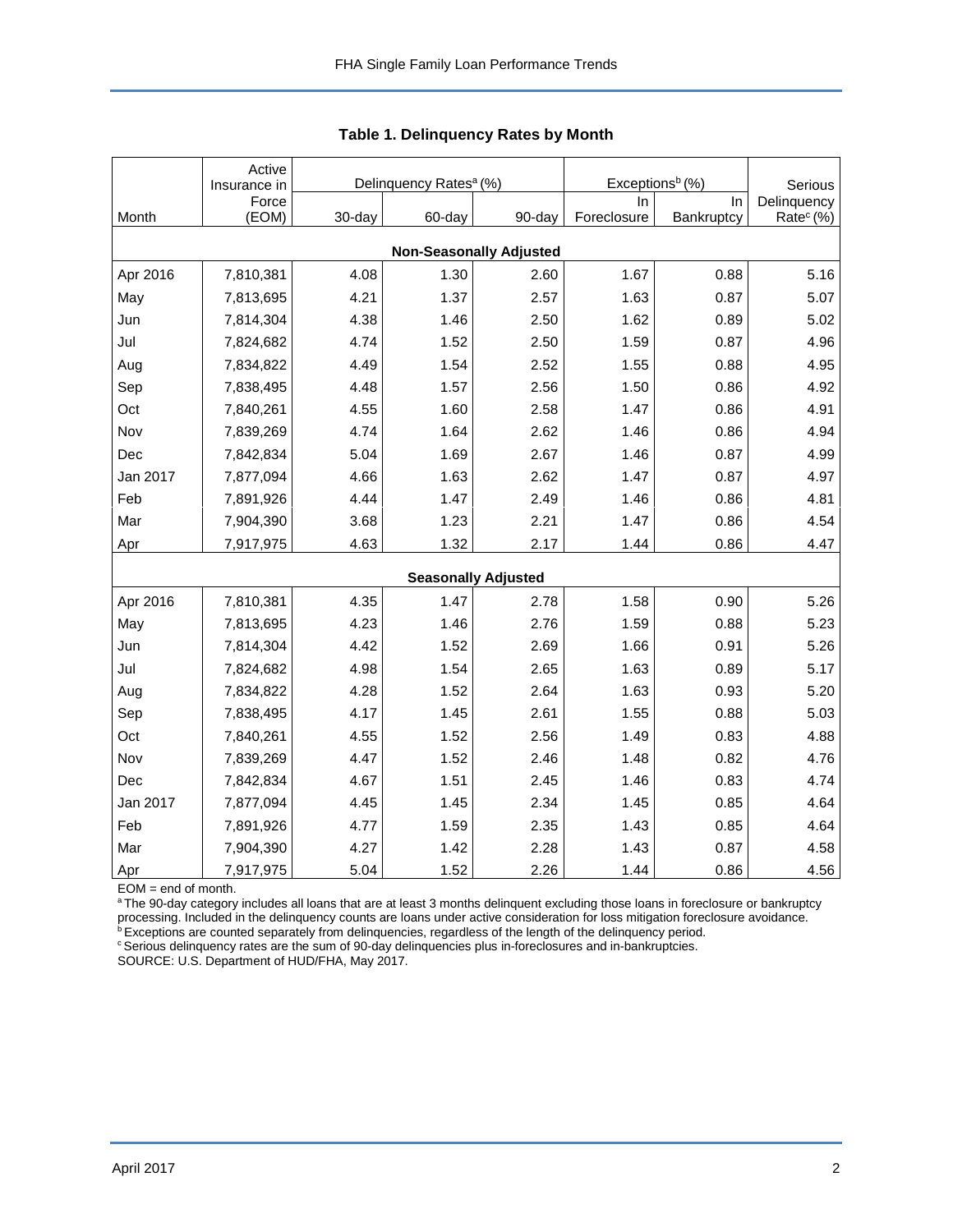# Table 1. Delinquency Rates by Month

| Month | Active Insurance in Force (EOM) | Delinquency Rates[a] (%) | | | Exceptions[b] (%) | | Serious Delinquency Rate[c] (%) |
|---|---|---|---|---|---|---|---|
| | | 30-day | 60-day | 90-day | In Foreclosure | In Bankruptcy | |
| **Non-Seasonally Adjusted** | | | | | | | |
| Apr 2016 | 7,810,381 | 4.08 | 1.30 | 2.60 | 1.67 | 0.88 | 5.16 |
| May | 7,813,695 | 4.21 | 1.37 | 2.57 | 1.63 | 0.87 | 5.07 |
| Jun | 7,814,304 | 4.38 | 1.46 | 2.50 | 1.62 | 0.89 | 5.02 |
| Jul | 7,824,682 | 4.74 | 1.52 | 2.50 | 1.59 | 0.87 | 4.96 |
| Aug | 7,834,822 | 4.49 | 1.54 | 2.52 | 1.55 | 0.88 | 4.95 |
| Sep | 7,838,495 | 4.48 | 1.57 | 2.56 | 1.50 | 0.86 | 4.92 |
| Oct | 7,840,261 | 4.55 | 1.60 | 2.58 | 1.47 | 0.86 | 4.91 |
| Nov | 7,839,269 | 4.74 | 1.64 | 2.62 | 1.46 | 0.86 | 4.94 |
| Dec | 7,842,834 | 5.04 | 1.69 | 2.67 | 1.46 | 0.87 | 4.99 |
| Jan 2017 | 7,877,094 | 4.66 | 1.63 | 2.62 | 1.47 | 0.87 | 4.97 |
| Feb | 7,891,926 | 4.44 | 1.47 | 2.49 | 1.46 | 0.86 | 4.81 |
| Mar | 7,904,390 | 3.68 | 1.23 | 2.21 | 1.47 | 0.86 | 4.54 |
| Apr | 7,917,975 | 4.63 | 1.32 | 2.17 | 1.44 | 0.86 | 4.47 |
| **Seasonally Adjusted** | | | | | | | |
| Apr 2016 | 7,810,381 | 4.35 | 1.47 | 2.78 | 1.58 | 0.90 | 5.26 |
| May | 7,813,695 | 4.23 | 1.46 | 2.76 | 1.59 | 0.88 | 5.23 |
| Jun | 7,814,304 | 4.42 | 1.52 | 2.69 | 1.66 | 0.91 | 5.26 |
| Jul | 7,824,682 | 4.98 | 1.54 | 2.65 | 1.63 | 0.89 | 5.17 |
| Aug | 7,834,822 | 4.28 | 1.52 | 2.64 | 1.63 | 0.93 | 5.20 |
| Sep | 7,838,495 | 4.17 | 1.45 | 2.61 | 1.55 | 0.88 | 5.03 |
| Oct | 7,840,261 | 4.55 | 1.52 | 2.56 | 1.49 | 0.83 | 4.88 |
| Nov | 7,839,269 | 4.47 | 1.52 | 2.46 | 1.48 | 0.82 | 4.76 |
| Dec | 7,842,834 | 4.67 | 1.51 | 2.45 | 1.46 | 0.83 | 4.74 |
| Jan 2017 | 7,877,094 | 4.45 | 1.45 | 2.34 | 1.45 | 0.85 | 4.64 |
| Feb | 7,891,926 | 4.77 | 1.59 | 2.35 | 1.43 | 0.85 | 4.64 |
| Mar | 7,904,390 | 4.27 | 1.42 | 2.28 | 1.43 | 0.87 | 4.58 |
| Apr | 7,917,975 | 5.04 | 1.52 | 2.26 | 1.44 | 0.86 | 4.56 |

EOM = end of month.

[a] The 90-day category includes all loans that are at least 3 months delinquent excluding those loans in foreclosure or bankruptcy processing. Included in the delinquency counts are loans under active consideration for loss mitigation foreclosure avoidance.

[b] Exceptions are counted separately from delinquencies, regardless of the length of the delinquency period.

[c] Serious delinquency rates are the sum of 90-day delinquencies plus in-foreclosures and in-bankruptcies.

SOURCE: U.S. Department of HUD/FHA, May 2017.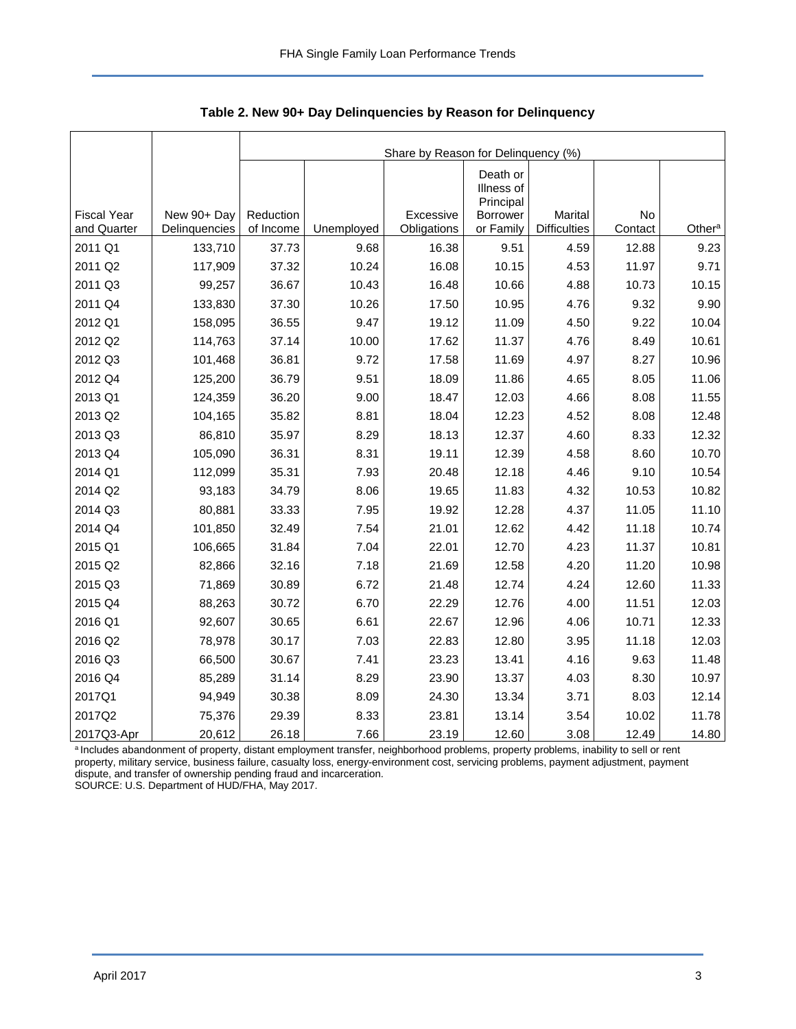**Table 2. New 90+ Day Delinquencies by Reason for Delinquency**

| Fiscal Year and Quarter | New 90+ Day Delinquencies | Share by Reason for Delinquency (%) | | | | | | |
|---|---|---|---|---|---|---|---|---|
| | | Reduction of Income | Unemployed | Excessive Obligations | Death or Illness of Principal Borrower or Family | Marital Difficulties | No Contact | Other[a] |
| 2011 Q1 | 133,710 | 37.73 | 9.68 | 16.38 | 9.51 | 4.59 | 12.88 | 9.23 |
| 2011 Q2 | 117,909 | 37.32 | 10.24 | 16.08 | 10.15 | 4.53 | 11.97 | 9.71 |
| 2011 Q3 | 99,257 | 36.67 | 10.43 | 16.48 | 10.66 | 4.88 | 10.73 | 10.15 |
| 2011 Q4 | 133,830 | 37.30 | 10.26 | 17.50 | 10.95 | 4.76 | 9.32 | 9.90 |
| 2012 Q1 | 158,095 | 36.55 | 9.47 | 19.12 | 11.09 | 4.50 | 9.22 | 10.04 |
| 2012 Q2 | 114,763 | 37.14 | 10.00 | 17.62 | 11.37 | 4.76 | 8.49 | 10.61 |
| 2012 Q3 | 101,468 | 36.81 | 9.72 | 17.58 | 11.69 | 4.97 | 8.27 | 10.96 |
| 2012 Q4 | 125,200 | 36.79 | 9.51 | 18.09 | 11.86 | 4.65 | 8.05 | 11.06 |
| 2013 Q1 | 124,359 | 36.20 | 9.00 | 18.47 | 12.03 | 4.66 | 8.08 | 11.55 |
| 2013 Q2 | 104,165 | 35.82 | 8.81 | 18.04 | 12.23 | 4.52 | 8.08 | 12.48 |
| 2013 Q3 | 86,810 | 35.97 | 8.29 | 18.13 | 12.37 | 4.60 | 8.33 | 12.32 |
| 2013 Q4 | 105,090 | 36.31 | 8.31 | 19.11 | 12.39 | 4.58 | 8.60 | 10.70 |
| 2014 Q1 | 112,099 | 35.31 | 7.93 | 20.48 | 12.18 | 4.46 | 9.10 | 10.54 |
| 2014 Q2 | 93,183 | 34.79 | 8.06 | 19.65 | 11.83 | 4.32 | 10.53 | 10.82 |
| 2014 Q3 | 80,881 | 33.33 | 7.95 | 19.92 | 12.28 | 4.37 | 11.05 | 11.10 |
| 2014 Q4 | 101,850 | 32.49 | 7.54 | 21.01 | 12.62 | 4.42 | 11.18 | 10.74 |
| 2015 Q1 | 106,665 | 31.84 | 7.04 | 22.01 | 12.70 | 4.23 | 11.37 | 10.81 |
| 2015 Q2 | 82,866 | 32.16 | 7.18 | 21.69 | 12.58 | 4.20 | 11.20 | 10.98 |
| 2015 Q3 | 71,869 | 30.89 | 6.72 | 21.48 | 12.74 | 4.24 | 12.60 | 11.33 |
| 2015 Q4 | 88,263 | 30.72 | 6.70 | 22.29 | 12.76 | 4.00 | 11.51 | 12.03 |
| 2016 Q1 | 92,607 | 30.65 | 6.61 | 22.67 | 12.96 | 4.06 | 10.71 | 12.33 |
| 2016 Q2 | 78,978 | 30.17 | 7.03 | 22.83 | 12.80 | 3.95 | 11.18 | 12.03 |
| 2016 Q3 | 66,500 | 30.67 | 7.41 | 23.23 | 13.41 | 4.16 | 9.63 | 11.48 |
| 2016 Q4 | 85,289 | 31.14 | 8.29 | 23.90 | 13.37 | 4.03 | 8.30 | 10.97 |
| 2017Q1 | 94,949 | 30.38 | 8.09 | 24.30 | 13.34 | 3.71 | 8.03 | 12.14 |
| 2017Q2 | 75,376 | 29.39 | 8.33 | 23.81 | 13.14 | 3.54 | 10.02 | 11.78 |
| 2017Q3-Apr | 20,612 | 26.18 | 7.66 | 23.19 | 12.60 | 3.08 | 12.49 | 14.80 |

[a] Includes abandonment of property, distant employment transfer, neighborhood problems, property problems, inability to sell or rent property, military service, business failure, casualty loss, energy-environment cost, servicing problems, payment adjustment, payment dispute, and transfer of ownership pending fraud and incarceration.

SOURCE: U.S. Department of HUD/FHA, May 2017.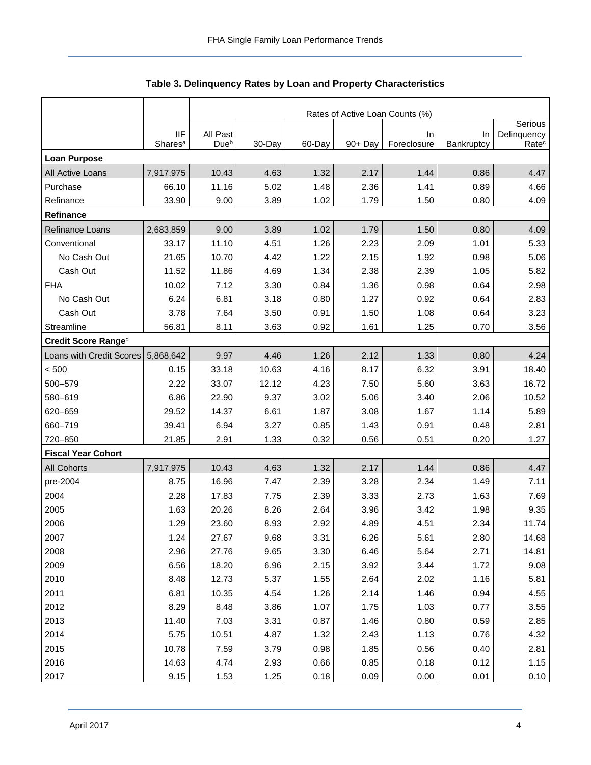**Table 3. Delinquency Rates by Loan and Property Characteristics**

| | | Rates of Active Loan Counts (%) | | | | | | |
|---|---|---|---|---|---|---|---|---|
| | IIF Shares[a] | All Past Due[b] | 30-Day | 60-Day | 90+ Day | In Foreclosure | In Bankruptcy | Serious Delinquency Rate[c] |
| **Loan Purpose** | | | | | | | | |
| All Active Loans | 7,917,975 | 10.43 | 4.63 | 1.32 | 2.17 | 1.44 | 0.86 | 4.47 |
| Purchase | 66.10 | 11.16 | 5.02 | 1.48 | 2.36 | 1.41 | 0.89 | 4.66 |
| Refinance | 33.90 | 9.00 | 3.89 | 1.02 | 1.79 | 1.50 | 0.80 | 4.09 |
| **Refinance** | | | | | | | | |
| Refinance Loans | 2,683,859 | 9.00 | 3.89 | 1.02 | 1.79 | 1.50 | 0.80 | 4.09 |
| Conventional | 33.17 | 11.10 | 4.51 | 1.26 | 2.23 | 2.09 | 1.01 | 5.33 |
| No Cash Out | 21.65 | 10.70 | 4.42 | 1.22 | 2.15 | 1.92 | 0.98 | 5.06 |
| Cash Out | 11.52 | 11.86 | 4.69 | 1.34 | 2.38 | 2.39 | 1.05 | 5.82 |
| FHA | 10.02 | 7.12 | 3.30 | 0.84 | 1.36 | 0.98 | 0.64 | 2.98 |
| No Cash Out | 6.24 | 6.81 | 3.18 | 0.80 | 1.27 | 0.92 | 0.64 | 2.83 |
| Cash Out | 3.78 | 7.64 | 3.50 | 0.91 | 1.50 | 1.08 | 0.64 | 3.23 |
| Streamline | 56.81 | 8.11 | 3.63 | 0.92 | 1.61 | 1.25 | 0.70 | 3.56 |
| **Credit Score Range[d]** | | | | | | | | |
| Loans with Credit Scores | 5,868,642 | 9.97 | 4.46 | 1.26 | 2.12 | 1.33 | 0.80 | 4.24 |
| < 500 | 0.15 | 33.18 | 10.63 | 4.16 | 8.17 | 6.32 | 3.91 | 18.40 |
| 500–579 | 2.22 | 33.07 | 12.12 | 4.23 | 7.50 | 5.60 | 3.63 | 16.72 |
| 580–619 | 6.86 | 22.90 | 9.37 | 3.02 | 5.06 | 3.40 | 2.06 | 10.52 |
| 620–659 | 29.52 | 14.37 | 6.61 | 1.87 | 3.08 | 1.67 | 1.14 | 5.89 |
| 660–719 | 39.41 | 6.94 | 3.27 | 0.85 | 1.43 | 0.91 | 0.48 | 2.81 |
| 720–850 | 21.85 | 2.91 | 1.33 | 0.32 | 0.56 | 0.51 | 0.20 | 1.27 |
| **Fiscal Year Cohort** | | | | | | | | |
| All Cohorts | 7,917,975 | 10.43 | 4.63 | 1.32 | 2.17 | 1.44 | 0.86 | 4.47 |
| pre-2004 | 8.75 | 16.96 | 7.47 | 2.39 | 3.28 | 2.34 | 1.49 | 7.11 |
| 2004 | 2.28 | 17.83 | 7.75 | 2.39 | 3.33 | 2.73 | 1.63 | 7.69 |
| 2005 | 1.63 | 20.26 | 8.26 | 2.64 | 3.96 | 3.42 | 1.98 | 9.35 |
| 2006 | 1.29 | 23.60 | 8.93 | 2.92 | 4.89 | 4.51 | 2.34 | 11.74 |
| 2007 | 1.24 | 27.67 | 9.68 | 3.31 | 6.26 | 5.61 | 2.80 | 14.68 |
| 2008 | 2.96 | 27.76 | 9.65 | 3.30 | 6.46 | 5.64 | 2.71 | 14.81 |
| 2009 | 6.56 | 18.20 | 6.96 | 2.15 | 3.92 | 3.44 | 1.72 | 9.08 |
| 2010 | 8.48 | 12.73 | 5.37 | 1.55 | 2.64 | 2.02 | 1.16 | 5.81 |
| 2011 | 6.81 | 10.35 | 4.54 | 1.26 | 2.14 | 1.46 | 0.94 | 4.55 |
| 2012 | 8.29 | 8.48 | 3.86 | 1.07 | 1.75 | 1.03 | 0.77 | 3.55 |
| 2013 | 11.40 | 7.03 | 3.31 | 0.87 | 1.46 | 0.80 | 0.59 | 2.85 |
| 2014 | 5.75 | 10.51 | 4.87 | 1.32 | 2.43 | 1.13 | 0.76 | 4.32 |
| 2015 | 10.78 | 7.59 | 3.79 | 0.98 | 1.85 | 0.56 | 0.40 | 2.81 |
| 2016 | 14.63 | 4.74 | 2.93 | 0.66 | 0.85 | 0.18 | 0.12 | 1.15 |
| 2017 | 9.15 | 1.53 | 1.25 | 0.18 | 0.09 | 0.00 | 0.01 | 0.10 |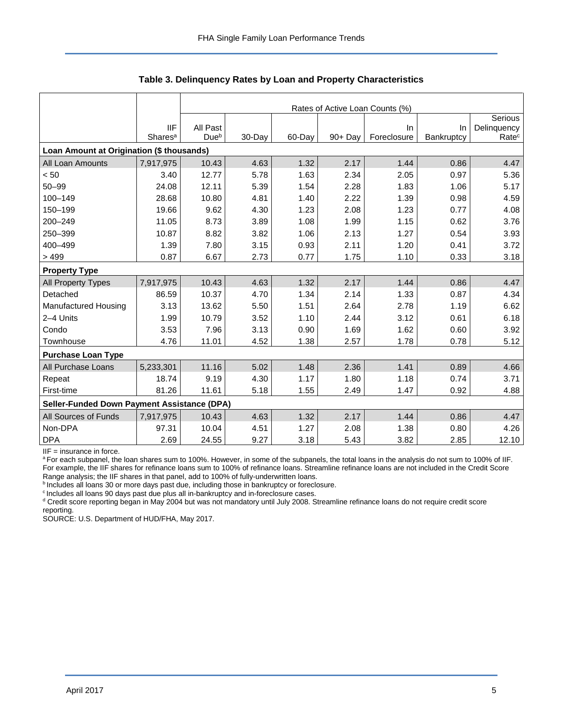**Table 3. Delinquency Rates by Loan and Property Characteristics**

| | IIF Shares[a] | Rates of Active Loan Counts (%) | | | | | | |
|---|---|---|---|---|---|---|---|---|
| | | All Past Due[b] | 30-Day | 60-Day | 90+ Day | In Foreclosure | In Bankruptcy | Serious Delinquency Rate[c] |
| **Loan Amount at Origination ($ thousands)** | | | | | | | | |
| All Loan Amounts | 7,917,975 | 10.43 | 4.63 | 1.32 | 2.17 | 1.44 | 0.86 | 4.47 |
| < 50 | 3.40 | 12.77 | 5.78 | 1.63 | 2.34 | 2.05 | 0.97 | 5.36 |
| 50–99 | 24.08 | 12.11 | 5.39 | 1.54 | 2.28 | 1.83 | 1.06 | 5.17 |
| 100–149 | 28.68 | 10.80 | 4.81 | 1.40 | 2.22 | 1.39 | 0.98 | 4.59 |
| 150–199 | 19.66 | 9.62 | 4.30 | 1.23 | 2.08 | 1.23 | 0.77 | 4.08 |
| 200–249 | 11.05 | 8.73 | 3.89 | 1.08 | 1.99 | 1.15 | 0.62 | 3.76 |
| 250–399 | 10.87 | 8.82 | 3.82 | 1.06 | 2.13 | 1.27 | 0.54 | 3.93 |
| 400–499 | 1.39 | 7.80 | 3.15 | 0.93 | 2.11 | 1.20 | 0.41 | 3.72 |
| > 499 | 0.87 | 6.67 | 2.73 | 0.77 | 1.75 | 1.10 | 0.33 | 3.18 |
| **Property Type** | | | | | | | | |
| All Property Types | 7,917,975 | 10.43 | 4.63 | 1.32 | 2.17 | 1.44 | 0.86 | 4.47 |
| Detached | 86.59 | 10.37 | 4.70 | 1.34 | 2.14 | 1.33 | 0.87 | 4.34 |
| Manufactured Housing | 3.13 | 13.62 | 5.50 | 1.51 | 2.64 | 2.78 | 1.19 | 6.62 |
| 2–4 Units | 1.99 | 10.79 | 3.52 | 1.10 | 2.44 | 3.12 | 0.61 | 6.18 |
| Condo | 3.53 | 7.96 | 3.13 | 0.90 | 1.69 | 1.62 | 0.60 | 3.92 |
| Townhouse | 4.76 | 11.01 | 4.52 | 1.38 | 2.57 | 1.78 | 0.78 | 5.12 |
| **Purchase Loan Type** | | | | | | | | |
| All Purchase Loans | 5,233,301 | 11.16 | 5.02 | 1.48 | 2.36 | 1.41 | 0.89 | 4.66 |
| Repeat | 18.74 | 9.19 | 4.30 | 1.17 | 1.80 | 1.18 | 0.74 | 3.71 |
| First-time | 81.26 | 11.61 | 5.18 | 1.55 | 2.49 | 1.47 | 0.92 | 4.88 |
| **Seller-Funded Down Payment Assistance (DPA)** | | | | | | | | |
| All Sources of Funds | 7,917,975 | 10.43 | 4.63 | 1.32 | 2.17 | 1.44 | 0.86 | 4.47 |
| Non-DPA | 97.31 | 10.04 | 4.51 | 1.27 | 2.08 | 1.38 | 0.80 | 4.26 |
| DPA | 2.69 | 24.55 | 9.27 | 3.18 | 5.43 | 3.82 | 2.85 | 12.10 |

IIF = insurance in force.

[a] For each subpanel, the loan shares sum to 100%. However, in some of the subpanels, the total loans in the analysis do not sum to 100% of IIF. For example, the IIF shares for refinance loans sum to 100% of refinance loans. Streamline refinance loans are not included in the Credit Score Range analysis; the IIF shares in that panel, add to 100% of fully-underwritten loans.

[b] Includes all loans 30 or more days past due, including those in bankruptcy or foreclosure.

[c] Includes all loans 90 days past due plus all in-bankruptcy and in-foreclosure cases.

[d] Credit score reporting began in May 2004 but was not mandatory until July 2008. Streamline refinance loans do not require credit score reporting.

SOURCE: U.S. Department of HUD/FHA, May 2017.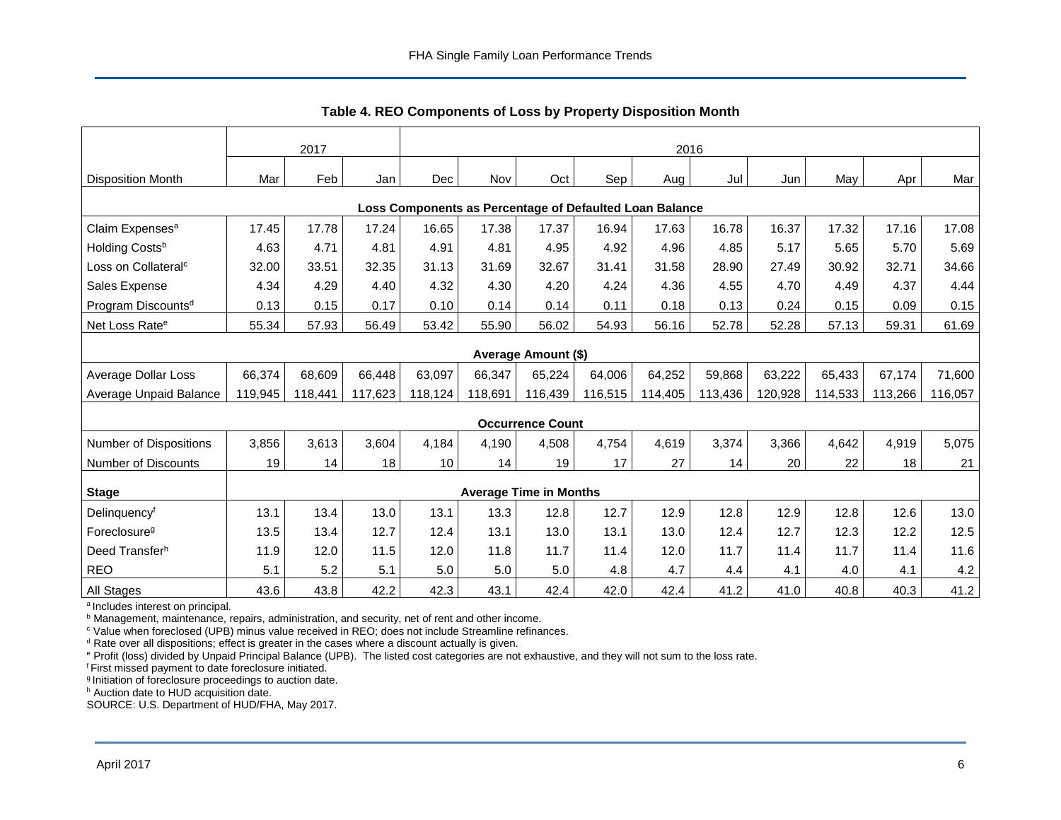**Table 4. REO Components of Loss by Property Disposition Month**

| | 2017 | | | 2016 | | | | | | | | | |
|---|---|---|---|---|---|---|---|---|---|---|---|---|---|
| Disposition Month | Mar | Feb | Jan | Dec | Nov | Oct | Sep | Aug | Jul | Jun | May | Apr | Mar |
| **Loss Components as Percentage of Defaulted Loan Balance** | | | | | | | | | | | | | |
| Claim Expenses[a] | 17.45 | 17.78 | 17.24 | 16.65 | 17.38 | 17.37 | 16.94 | 17.63 | 16.78 | 16.37 | 17.32 | 17.16 | 17.08 |
| Holding Costs[b] | 4.63 | 4.71 | 4.81 | 4.91 | 4.81 | 4.95 | 4.92 | 4.96 | 4.85 | 5.17 | 5.65 | 5.70 | 5.69 |
| Loss on Collateral[c] | 32.00 | 33.51 | 32.35 | 31.13 | 31.69 | 32.67 | 31.41 | 31.58 | 28.90 | 27.49 | 30.92 | 32.71 | 34.66 |
| Sales Expense | 4.34 | 4.29 | 4.40 | 4.32 | 4.30 | 4.20 | 4.24 | 4.36 | 4.55 | 4.70 | 4.49 | 4.37 | 4.44 |
| Program Discounts[d] | 0.13 | 0.15 | 0.17 | 0.10 | 0.14 | 0.14 | 0.11 | 0.18 | 0.13 | 0.24 | 0.15 | 0.09 | 0.15 |
| Net Loss Rate[e] | 55.34 | 57.93 | 56.49 | 53.42 | 55.90 | 56.02 | 54.93 | 56.16 | 52.78 | 52.28 | 57.13 | 59.31 | 61.69 |
| **Average Amount ($)** | | | | | | | | | | | | | |
| Average Dollar Loss | 66,374 | 68,609 | 66,448 | 63,097 | 66,347 | 65,224 | 64,006 | 64,252 | 59,868 | 63,222 | 65,433 | 67,174 | 71,600 |
| Average Unpaid Balance | 119,945 | 118,441 | 117,623 | 118,124 | 118,691 | 116,439 | 116,515 | 114,405 | 113,436 | 120,928 | 114,533 | 113,266 | 116,057 |
| **Occurrence Count** | | | | | | | | | | | | | |
| Number of Dispositions | 3,856 | 3,613 | 3,604 | 4,184 | 4,190 | 4,508 | 4,754 | 4,619 | 3,374 | 3,366 | 4,642 | 4,919 | 5,075 |
| Number of Discounts | 19 | 14 | 18 | 10 | 14 | 19 | 17 | 27 | 14 | 20 | 22 | 18 | 21 |
| **Stage** | **Average Time in Months** | | | | | | | | | | | | |
| Delinquency[f] | 13.1 | 13.4 | 13.0 | 13.1 | 13.3 | 12.8 | 12.7 | 12.9 | 12.8 | 12.9 | 12.8 | 12.6 | 13.0 |
| Foreclosure[g] | 13.5 | 13.4 | 12.7 | 12.4 | 13.1 | 13.0 | 13.1 | 13.0 | 12.4 | 12.7 | 12.3 | 12.2 | 12.5 |
| Deed Transfer[h] | 11.9 | 12.0 | 11.5 | 12.0 | 11.8 | 11.7 | 11.4 | 12.0 | 11.7 | 11.4 | 11.7 | 11.4 | 11.6 |
| REO | 5.1 | 5.2 | 5.1 | 5.0 | 5.0 | 5.0 | 4.8 | 4.7 | 4.4 | 4.1 | 4.0 | 4.1 | 4.2 |
| All Stages | 43.6 | 43.8 | 42.2 | 42.3 | 43.1 | 42.4 | 42.0 | 42.4 | 41.2 | 41.0 | 40.8 | 40.3 | 41.2 |

[a] Includes interest on principal.
[b] Management, maintenance, repairs, administration, and security, net of rent and other income.
[c] Value when foreclosed (UPB) minus value received in REO; does not include Streamline refinances.
[d] Rate over all dispositions; effect is greater in the cases where a discount actually is given.
[e] Profit (loss) divided by Unpaid Principal Balance (UPB). The listed cost categories are not exhaustive, and they will not sum to the loss rate.
[f] First missed payment to date foreclosure initiated.
[g] Initiation of foreclosure proceedings to auction date.
[h] Auction date to HUD acquisition date.
SOURCE: U.S. Department of HUD/FHA, May 2017.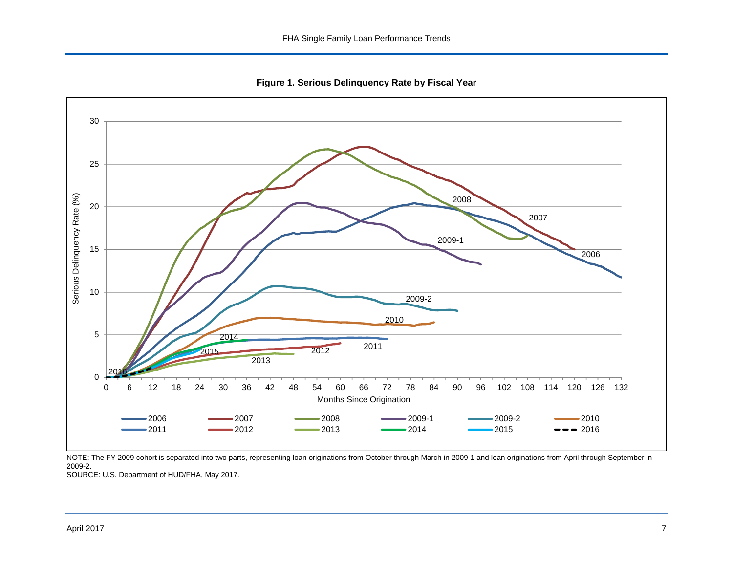**Figure 1. Serious Delinquency Rate by Fiscal Year**

NOTE: The FY 2009 cohort is separated into two parts, representing loan originations from October through March in 2009-1 and loan originations from April through September in 2009-2.
SOURCE: U.S. Department of HUD/FHA, May 2017.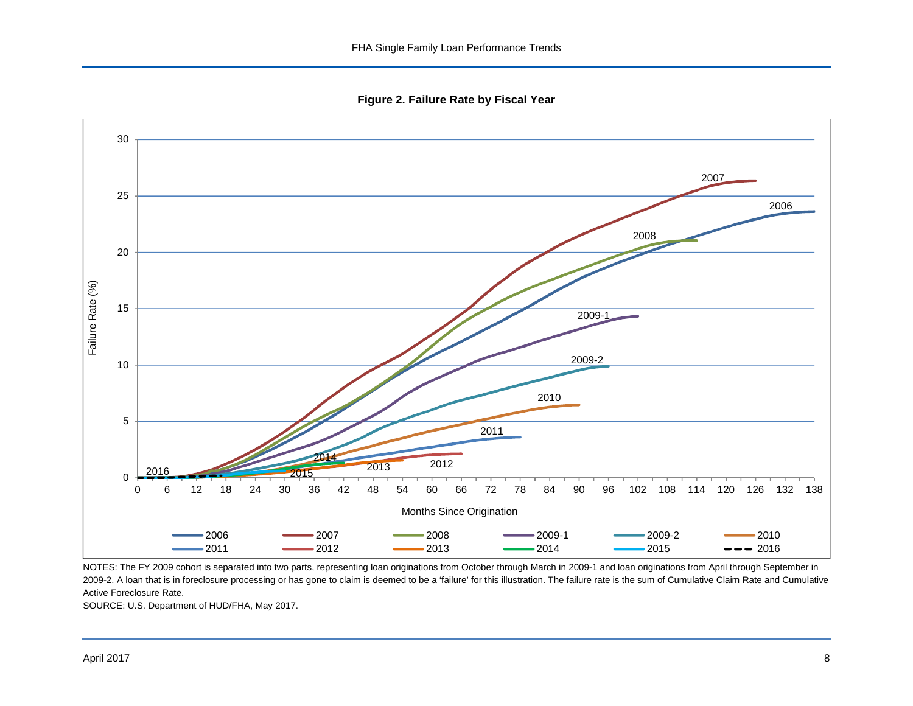**Figure 2. Failure Rate by Fiscal Year**

Failure Rate (%)

30
25
20
15
10
5
0

0 6 12 18 24 30 36 42 48 54 60 66 72 78 84 90 96 102 108 114 120 126 132 138

Months Since Origination

2007
2006
2008
2009-1
2009-2
2010
2011
2012
2013
2014
2015
2016

Legend: 2006, 2007, 2008, 2009-1, 2009-2, 2010, 2011, 2012, 2013, 2014, 2015, 2016

NOTES: The FY 2009 cohort is separated into two parts, representing loan originations from October through March in 2009-1 and loan originations from April through September in 2009-2. A loan that is in foreclosure processing or has gone to claim is deemed to be a 'failure' for this illustration. The failure rate is the sum of Cumulative Claim Rate and Cumulative Active Foreclosure Rate.

SOURCE: U.S. Department of HUD/FHA, May 2017.